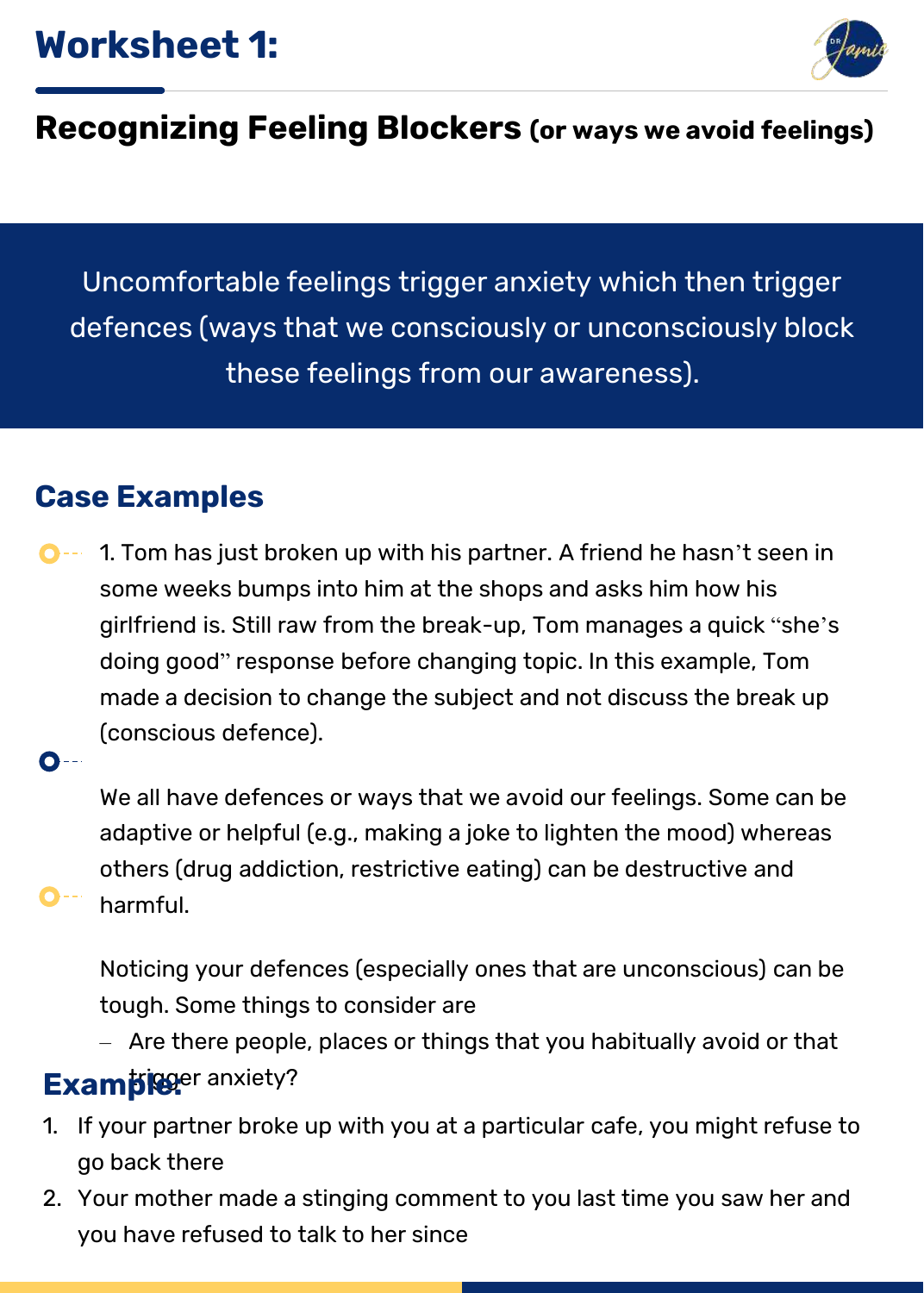# Worksheet 1:

## Recognizing Feeling Blockers (or ways we avoid feelings)

Uncomfortable feelings trigger anxiety which then trigger defences (ways that we consciously or unconsciously block these feelings from our awareness).

### Case Examples

1. Tom has just broken up with his partner. A friend he hasn't seen in some weeks bumps into him at the shops and asks him how his girlfriend is. Still raw from the break-up, Tom manages a quick "she's doing good" response before changing topic. In this example, Tom made a decision to change the subject and not discuss the break up (conscious defence).

We all have defences or ways that we avoid our feelings. Some can be adaptive or helpful (e.g., making a joke to lighten the mood) whereas others (drug addiction, restrictive eating) can be destructive and harmful.

Noticing your defences (especially ones that are unconscious) can be tough. Some things to consider are

- Are there people, places or things that you habitually avoid or that trigger anxiety?

### Example:

1. If your partner broke up with you at a particular cafe, you might refuse to go back there
2. Your mother made a stinging comment to you last time you saw her and you have refused to talk to her since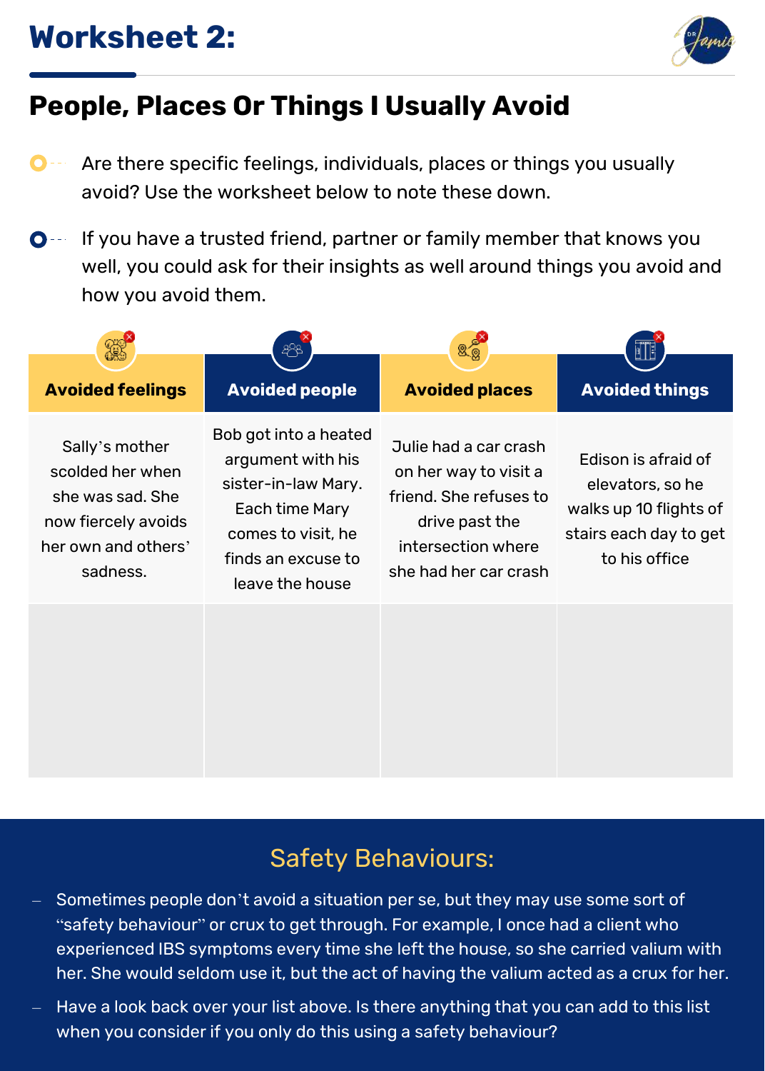# Worksheet 2:

## People, Places Or Things I Usually Avoid

- Are there specific feelings, individuals, places or things you usually avoid? Use the worksheet below to note these down.
- If you have a trusted friend, partner or family member that knows you well, you could ask for their insights as well around things you avoid and how you avoid them.

| Avoided feelings | Avoided people | Avoided places | Avoided things |
| --- | --- | --- | --- |
| Sally's mother scolded her when she was sad. She now fiercely avoids her own and others' sadness. | Bob got into a heated argument with his sister-in-law Mary. Each time Mary comes to visit, he finds an excuse to leave the house | Julie had a car crash on her way to visit a friend. She refuses to drive past the intersection where she had her car crash | Edison is afraid of elevators, so he walks up 10 flights of stairs each day to get to his office |
| | | | |

### Safety Behaviours:

- Sometimes people don't avoid a situation per se, but they may use some sort of "safety behaviour" or crux to get through. For example, I once had a client who experienced IBS symptoms every time she left the house, so she carried valium with her. She would seldom use it, but the act of having the valium acted as a crux for her.
- Have a look back over your list above. Is there anything that you can add to this list when you consider if you only do this using a safety behaviour?